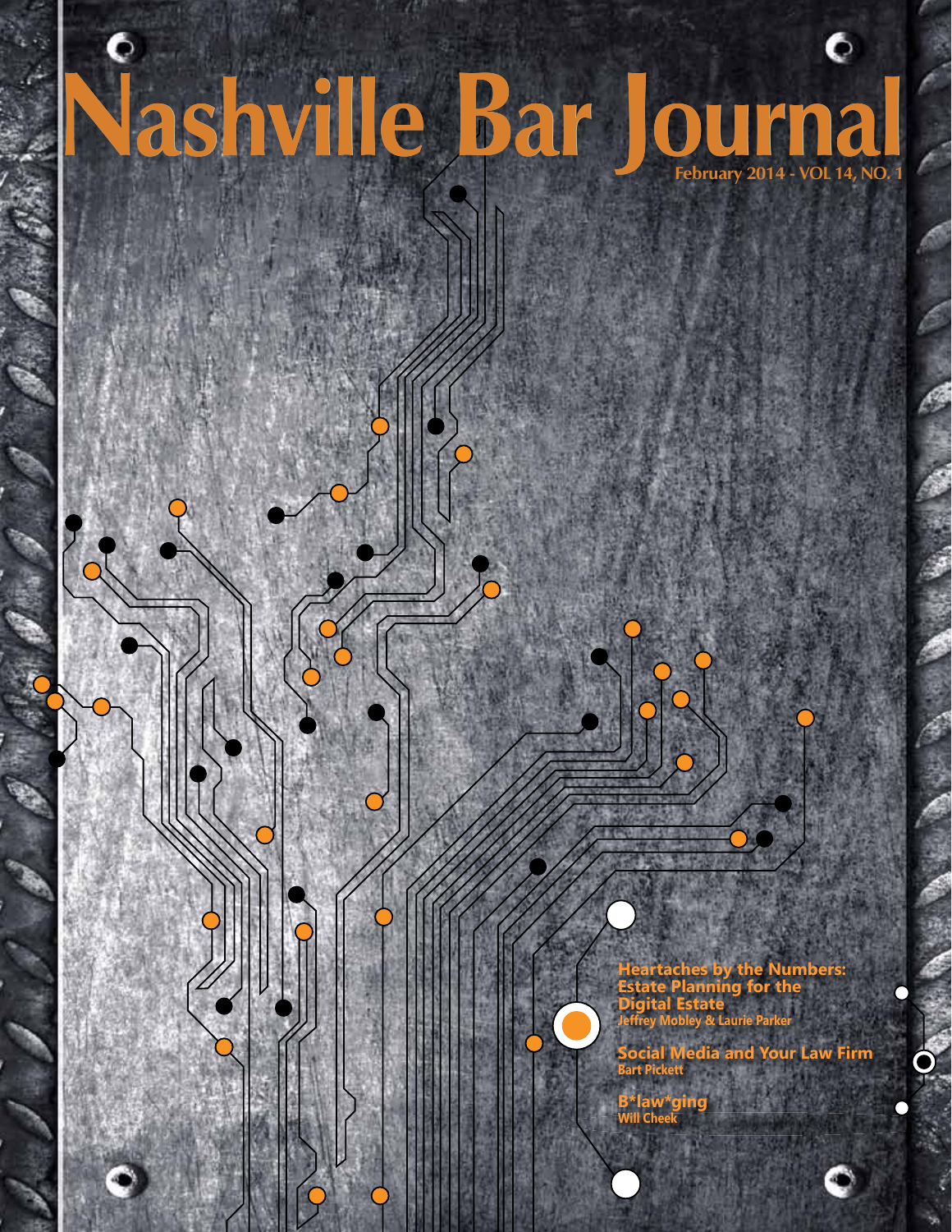# Nashville Bar Journal

February 2014 - VOL 14, NO. 1

**Heartaches by the Numbers: Estate Planning for the Digital Estate**
Jeffrey Mobley & Laurie Parker

**Social Media and Your Law Firm**
Bart Pickett

**B*law*ging**
Will Cheek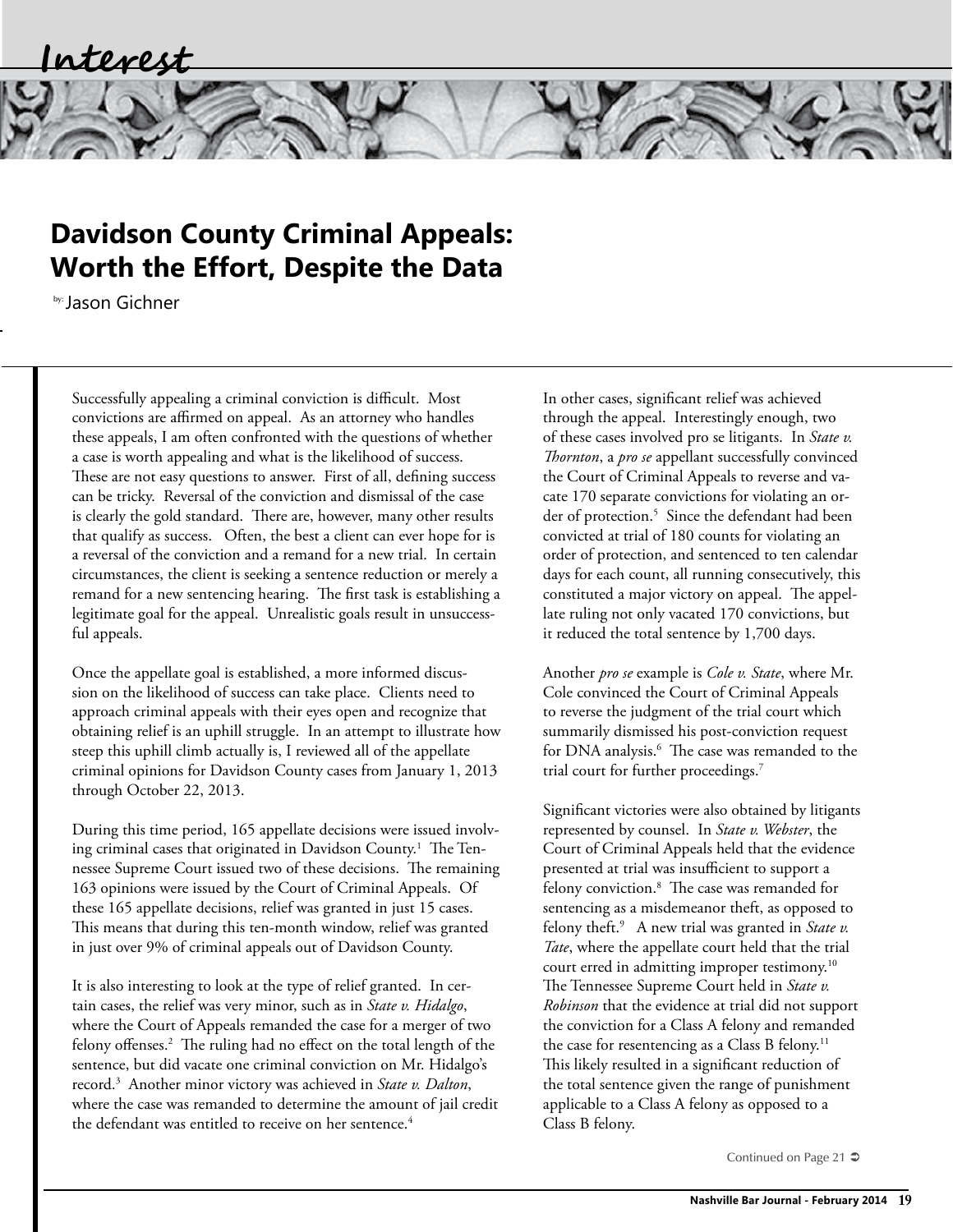Interest

# Davidson County Criminal Appeals: Worth the Effort, Despite the Data

by: Jason Gichner

Successfully appealing a criminal conviction is difficult. Most convictions are affirmed on appeal. As an attorney who handles these appeals, I am often confronted with the questions of whether a case is worth appealing and what is the likelihood of success. These are not easy questions to answer. First of all, defining success can be tricky. Reversal of the conviction and dismissal of the case is clearly the gold standard. There are, however, many other results that qualify as success. Often, the best a client can ever hope for is a reversal of the conviction and a remand for a new trial. In certain circumstances, the client is seeking a sentence reduction or merely a remand for a new sentencing hearing. The first task is establishing a legitimate goal for the appeal. Unrealistic goals result in unsuccessful appeals.

Once the appellate goal is established, a more informed discussion on the likelihood of success can take place. Clients need to approach criminal appeals with their eyes open and recognize that obtaining relief is an uphill struggle. In an attempt to illustrate how steep this uphill climb actually is, I reviewed all of the appellate criminal opinions for Davidson County cases from January 1, 2013 through October 22, 2013.

During this time period, 165 appellate decisions were issued involving criminal cases that originated in Davidson County.[1] The Tennessee Supreme Court issued two of these decisions. The remaining 163 opinions were issued by the Court of Criminal Appeals. Of these 165 appellate decisions, relief was granted in just 15 cases. This means that during this ten-month window, relief was granted in just over 9% of criminal appeals out of Davidson County.

It is also interesting to look at the type of relief granted. In certain cases, the relief was very minor, such as in *State v. Hidalgo*, where the Court of Appeals remanded the case for a merger of two felony offenses.[2] The ruling had no effect on the total length of the sentence, but did vacate one criminal conviction on Mr. Hidalgo's record.[3] Another minor victory was achieved in *State v. Dalton*, where the case was remanded to determine the amount of jail credit the defendant was entitled to receive on her sentence.[4]

In other cases, significant relief was achieved through the appeal. Interestingly enough, two of these cases involved pro se litigants. In *State v. Thornton*, a *pro se* appellant successfully convinced the Court of Criminal Appeals to reverse and vacate 170 separate convictions for violating an order of protection.[5] Since the defendant had been convicted at trial of 180 counts for violating an order of protection, and sentenced to ten calendar days for each count, all running consecutively, this constituted a major victory on appeal. The appellate ruling not only vacated 170 convictions, but it reduced the total sentence by 1,700 days.

Another *pro se* example is *Cole v. State*, where Mr. Cole convinced the Court of Criminal Appeals to reverse the judgment of the trial court which summarily dismissed his post-conviction request for DNA analysis.[6] The case was remanded to the trial court for further proceedings.[7]

Significant victories were also obtained by litigants represented by counsel. In *State v. Webster*, the Court of Criminal Appeals held that the evidence presented at trial was insufficient to support a felony conviction.[8] The case was remanded for sentencing as a misdemeanor theft, as opposed to felony theft.[9] A new trial was granted in *State v. Tate*, where the appellate court held that the trial court erred in admitting improper testimony.[10] The Tennessee Supreme Court held in *State v. Robinson* that the evidence at trial did not support the conviction for a Class A felony and remanded the case for resentencing as a Class B felony.[11] This likely resulted in a significant reduction of the total sentence given the range of punishment applicable to a Class A felony as opposed to a Class B felony.

Continued on Page 21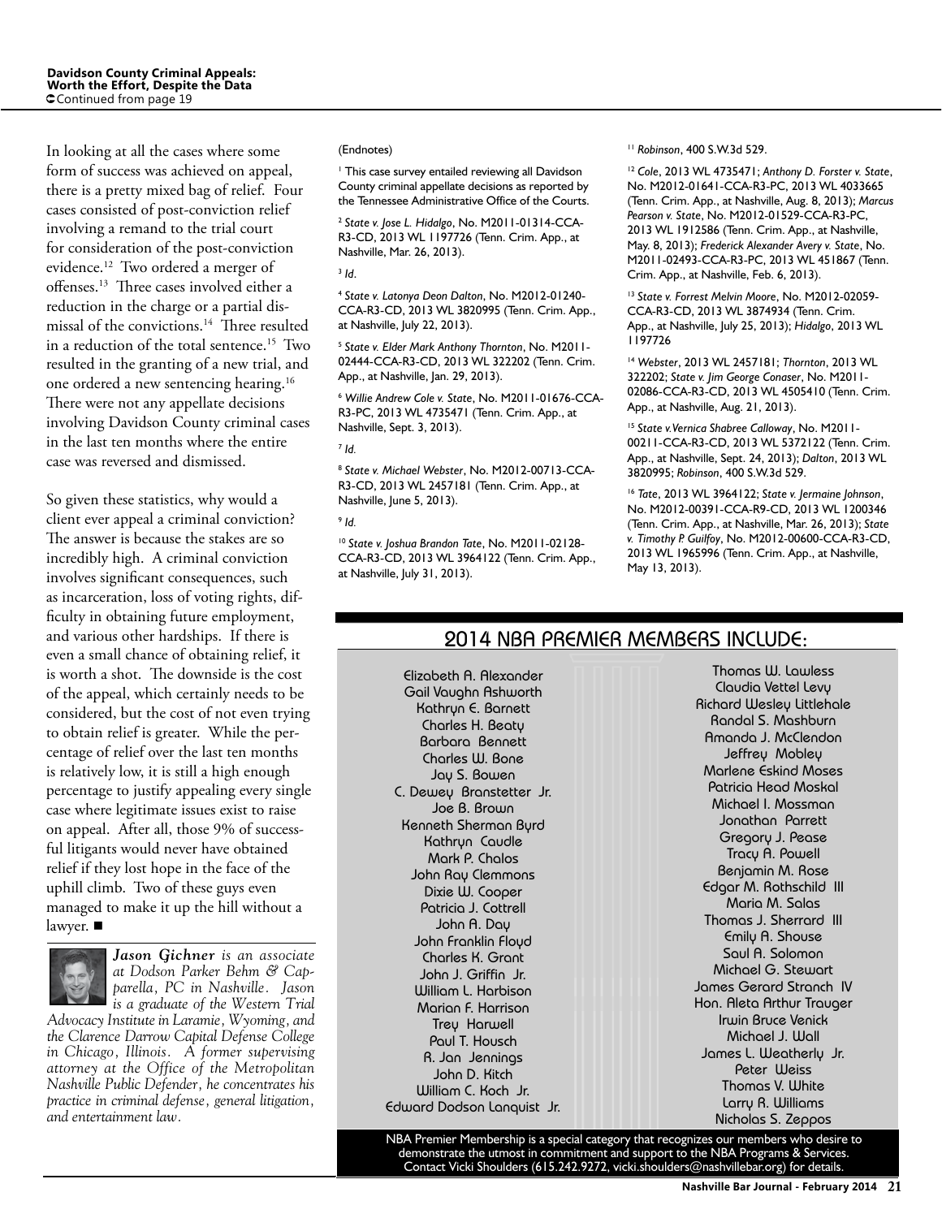In looking at all the cases where some form of success was achieved on appeal, there is a pretty mixed bag of relief. Four cases consisted of post-conviction relief involving a remand to the trial court for consideration of the post-conviction evidence.[12] Two ordered a merger of offenses.[13] Three cases involved either a reduction in the charge or a partial dismissal of the convictions.[14] Three resulted in a reduction of the total sentence.[15] Two resulted in the granting of a new trial, and one ordered a new sentencing hearing.[16] There were not any appellate decisions involving Davidson County criminal cases in the last ten months where the entire case was reversed and dismissed.

So given these statistics, why would a client ever appeal a criminal conviction? The answer is because the stakes are so incredibly high. A criminal conviction involves significant consequences, such as incarceration, loss of voting rights, difficulty in obtaining future employment, and various other hardships. If there is even a small chance of obtaining relief, it is worth a shot. The downside is the cost of the appeal, which certainly needs to be considered, but the cost of not even trying to obtain relief is greater. While the percentage of relief over the last ten months is relatively low, it is still a high enough percentage to justify appealing every single case where legitimate issues exist to raise on appeal. After all, those 9% of successful litigants would never have obtained relief if they lost hope in the face of the uphill climb. Two of these guys even managed to make it up the hill without a lawyer. ■

***Jason Gichner*** *is an associate at Dodson Parker Behm & Capparella, PC in Nashville. Jason is a graduate of the Western Trial Advocacy Institute in Laramie, Wyoming, and the Clarence Darrow Capital Defense College in Chicago, Illinois. A former supervising attorney at the Office of the Metropolitan Nashville Public Defender, he concentrates his practice in criminal defense, general litigation, and entertainment law.*

(Endnotes)

[1] This case survey entailed reviewing all Davidson County criminal appellate decisions as reported by the Tennessee Administrative Office of the Courts.

[2] *State v. Jose L. Hidalgo*, No. M2011-01314-CCA-R3-CD, 2013 WL 1197726 (Tenn. Crim. App., at Nashville, Mar. 26, 2013).

[3] *Id*.

[4] *State v. Latonya Deon Dalton*, No. M2012-01240-CCA-R3-CD, 2013 WL 3820995 (Tenn. Crim. App., at Nashville, July 22, 2013).

[5] *State v. Elder Mark Anthony Thornton*, No. M2011-02444-CCA-R3-CD, 2013 WL 322202 (Tenn. Crim. App., at Nashville, Jan. 29, 2013).

[6] *Willie Andrew Cole v. State*, No. M2011-01676-CCA-R3-PC, 2013 WL 4735471 (Tenn. Crim. App., at Nashville, Sept. 3, 2013).

[7] *Id.*

[8] *State v. Michael Webster*, No. M2012-00713-CCA-R3-CD, 2013 WL 2457181 (Tenn. Crim. App., at Nashville, June 5, 2013).

[9] *Id.*

[10] *State v. Joshua Brandon Tate*, No. M2011-02128-CCA-R3-CD, 2013 WL 3964122 (Tenn. Crim. App., at Nashville, July 31, 2013).

[11] *Robinson*, 400 S.W.3d 529.

[12] *Cole*, 2013 WL 4735471; *Anthony D. Forster v. State*, No. M2012-01641-CCA-R3-PC, 2013 WL 4033665 (Tenn. Crim. App., at Nashville, Aug. 8, 2013); *Marcus Pearson v. State*, No. M2012-01529-CCA-R3-PC, 2013 WL 1912586 (Tenn. Crim. App., at Nashville, May. 8, 2013); *Frederick Alexander Avery v. State*, No. M2011-02493-CCA-R3-PC, 2013 WL 451867 (Tenn. Crim. App., at Nashville, Feb. 6, 2013).

[13] *State v. Forrest Melvin Moore*, No. M2012-02059-CCA-R3-CD, 2013 WL 3874934 (Tenn. Crim. App., at Nashville, July 25, 2013); *Hidalgo*, 2013 WL 1197726

[14] *Webster*, 2013 WL 2457181; *Thornton*, 2013 WL 322202; *State v. Jim George Conaser*, No. M2011-02086-CCA-R3-CD, 2013 WL 4505410 (Tenn. Crim. App., at Nashville, Aug. 21, 2013).

[15] *State v.Vernica Shabree Calloway*, No. M2011-00211-CCA-R3-CD, 2013 WL 5372122 (Tenn. Crim. App., at Nashville, Sept. 24, 2013); *Dalton*, 2013 WL 3820995; *Robinson*, 400 S.W.3d 529.

[16] *Tate*, 2013 WL 3964122; *State v. Jermaine Johnson*, No. M2012-00391-CCA-R9-CD, 2013 WL 1200346 (Tenn. Crim. App., at Nashville, Mar. 26, 2013); *State v. Timothy P Guilfoy*, No. M2012-00600-CCA-R3-CD, 2013 WL 1965996 (Tenn. Crim. App., at Nashville, May 13, 2013).

## 2014 NBA PREMIER MEMBERS INCLUDE:

Elizabeth A. Alexander
Gail Vaughn Ashworth
Kathryn E. Barnett
Charles H. Beaty
Barbara Bennett
Charles W. Bone
Jay S. Bowen
C. Dewey Branstetter Jr.
Joe B. Brown
Kenneth Sherman Byrd
Kathryn Caudle
Mark P. Chalos
John Ray Clemmons
Dixie W. Cooper
Patricia J. Cottrell
John A. Day
John Franklin Floyd
Charles K. Grant
John J. Griffin Jr.
William L. Harbison
Marian F. Harrison
Trey Harwell
Paul T. Housch
R. Jan Jennings
John D. Kitch
William C. Koch Jr.
Edward Dodson Lanquist Jr.
Thomas W. Lawless
Claudia Vettel Levy
Richard Wesley Littlehale
Randal S. Mashburn
Amanda J. McClendon
Jeffrey Mobley
Marlene Eskind Moses
Patricia Head Moskal
Michael I. Mossman
Jonathan Parrett
Gregory J. Pease
Tracy A. Powell
Benjamin M. Rose
Edgar M. Rothschild III
Maria M. Salas
Thomas J. Sherrard III
Emily A. Shouse
Saul A. Solomon
Michael G. Stewart
James Gerard Stranch IV
Hon. Aleta Arthur Trauger
Irwin Bruce Venick
Michael J. Wall
James L. Weatherly Jr.
Peter Weiss
Thomas V. White
Larry A. Williams
Nicholas S. Zeppos

NBA Premier Membership is a special category that recognizes our members who desire to demonstrate the utmost in commitment and support to the NBA Programs & Services. Contact Vicki Shoulders (615.242.9272, vicki.shoulders@nashvillebar.org) for details.